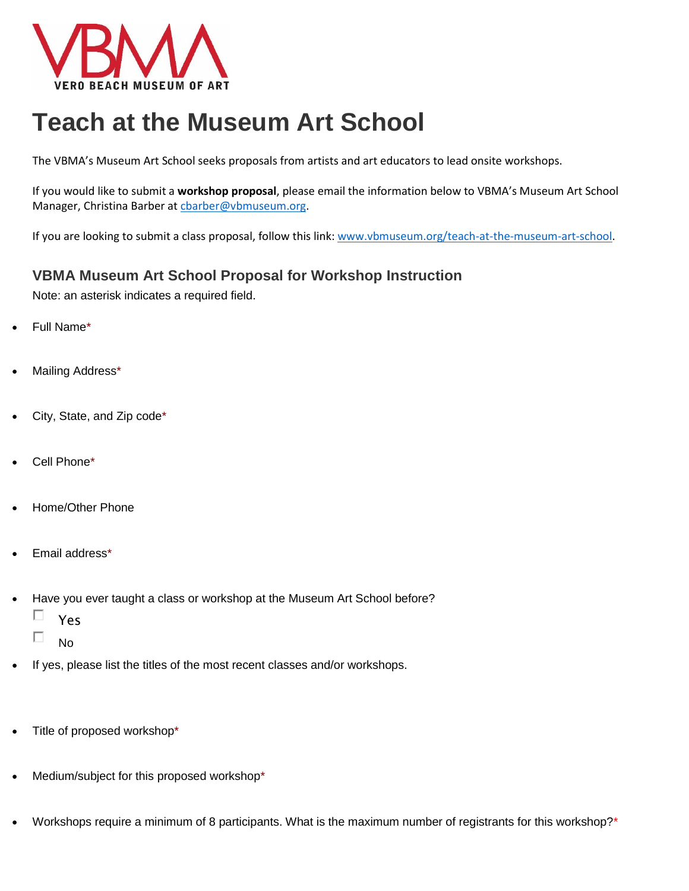# Teach at the Museum Art School

The VBMA's Museum Art School seeks proposals from artists and art educators to lead onsite workshops.

If you would like to submit a **workshop proposal**, please email the information below to VBMA's Museum Art School Manager, Christina Barber at cbarber@vbmuseum.org.

If you are looking to submit a class proposal, follow this link: www.vbmuseum.org/teach-at-the-museum-art-school.

## VBMA Museum Art School Proposal for Workshop Instruction

Note: an asterisk indicates a required field.

- Full Name*
- Mailing Address*
- City, State, and Zip code*
- Cell Phone*
- Home/Other Phone
- Email address*
- Have you ever taught a class or workshop at the Museum Art School before?
  - ☐ Yes
  - ☐ No
- If yes, please list the titles of the most recent classes and/or workshops.
- Title of proposed workshop*
- Medium/subject for this proposed workshop*
- Workshops require a minimum of 8 participants. What is the maximum number of registrants for this workshop?*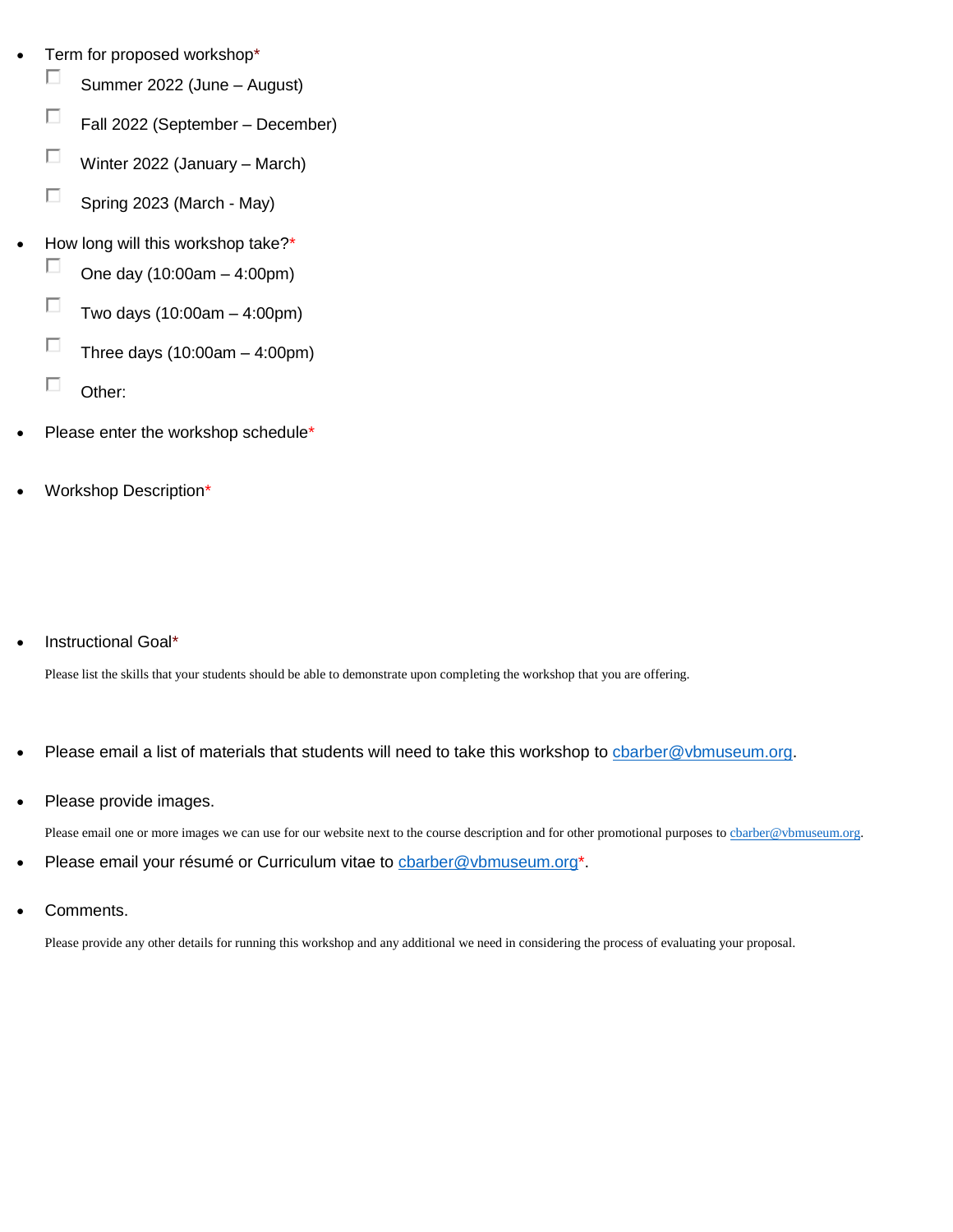- Term for proposed workshop*
  - ☐ Summer 2022 (June – August)
  - ☐ Fall 2022 (September – December)
  - ☐ Winter 2022 (January – March)
  - ☐ Spring 2023 (March - May)
- How long will this workshop take?*
  - ☐ One day (10:00am – 4:00pm)
  - ☐ Two days (10:00am – 4:00pm)
  - ☐ Three days (10:00am – 4:00pm)
  - ☐ Other:
- Please enter the workshop schedule*
- Workshop Description*
- Instructional Goal*

  Please list the skills that your students should be able to demonstrate upon completing the workshop that you are offering.

- Please email a list of materials that students will need to take this workshop to cbarber@vbmuseum.org.
- Please provide images.

  Please email one or more images we can use for our website next to the course description and for other promotional purposes to cbarber@vbmuseum.org.
- Please email your résumé or Curriculum vitae to cbarber@vbmuseum.org*.
- Comments.

  Please provide any other details for running this workshop and any additional we need in considering the process of evaluating your proposal.